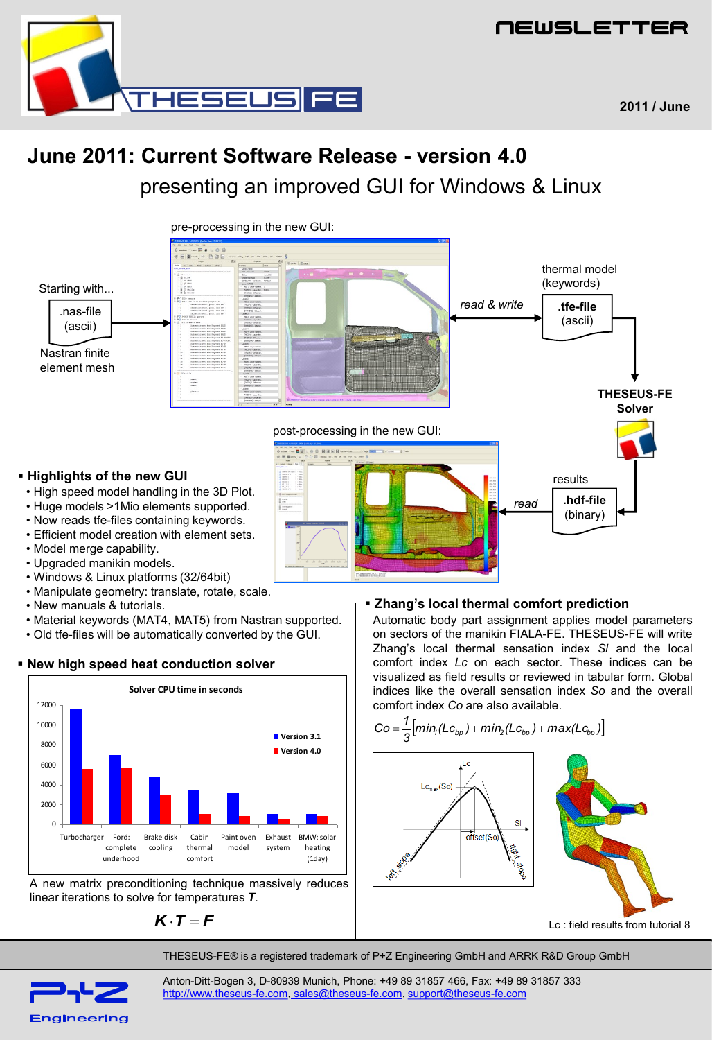# June 2011: Current Software Release - version 4.0

## presenting an improved GUI for Windows & Linux

pre-processing in the new GUI:

Starting with...

.nas-file (ascii)

Nastran finite element mesh

read & write

thermal model (keywords)

.tfe-file (ascii)

THESEUS-FE Solver

post-processing in the new GUI:

results

read

.hdf-file (binary)

### ▪ Highlights of the new GUI

- High speed model handling in the 3D Plot.
- Huge models >1Mio elements supported.
- Now reads tfe-files containing keywords.
- Efficient model creation with element sets.
- Model merge capability.
- Upgraded manikin models.
- Windows & Linux platforms (32/64bit)
- Manipulate geometry: translate, rotate, scale.
- New manuals & tutorials.
- Material keywords (MAT4, MAT5) from Nastran supported.
- Old tfe-files will be automatically converted by the GUI.

### ▪ New high speed heat conduction solver

Solver CPU time in seconds

| Case | Version 3.1 | Version 4.0 |
|---|---|---|
| Turbocharger | ~11700 | ~5600 |
| Ford: complete underhood | ~6900 | ~5700 |
| Brake disk cooling | ~4800 | ~2900 |
| Cabin thermal comfort | ~3500 | ~1000 |
| Paint oven model | ~3100 | ~800 |
| Exhaust system | ~1000 | ~600 |
| BMW: solar heating (1day) | ~1000 | ~800 |

A new matrix preconditioning technique massively reduces linear iterations to solve for temperatures ***T***.

$$\boldsymbol{K} \cdot \boldsymbol{T} = \boldsymbol{F}$$

### ▪ Zhang's local thermal comfort prediction

Automatic body part assignment applies model parameters on sectors of the manikin FIALA-FE. THESEUS-FE will write Zhang's local thermal sensation index *Sl* and the local comfort index *Lc* on each sector. These indices can be visualized as field results or reviewed in tabular form. Global indices like the overall sensation index *So* and the overall comfort index *Co* are also available.

$$Co = \frac{1}{3}\left[min_1(Lc_{bp}) + min_2(Lc_{bp}) + max(Lc_{bp})\right]$$

Lc : field results from tutorial 8

THESEUS-FE® is a registered trademark of P+Z Engineering GmbH and ARRK R&D Group GmbH

Anton-Ditt-Bogen 3, D-80939 Munich, Phone: +49 89 31857 466, Fax: +49 89 31857 333
http://www.theseus-fe.com, sales@theseus-fe.com, support@theseus-fe.com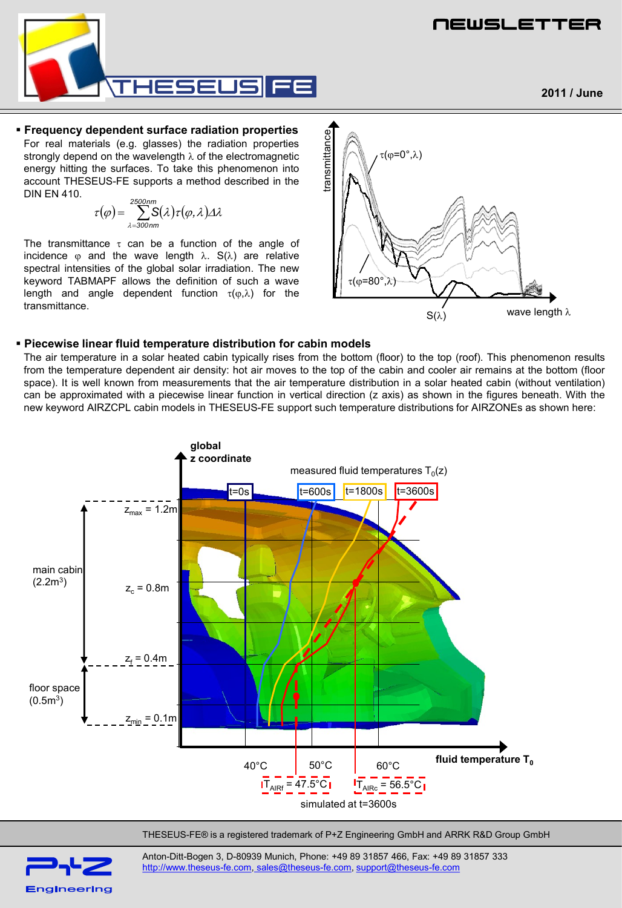**NEWSLETTER**

**2011 / June**

### ▪ Frequency dependent surface radiation properties

For real materials (e.g. glasses) the radiation properties strongly depend on the wavelength λ of the electromagnetic energy hitting the surfaces. To take this phenomenon into account THESEUS-FE supports a method described in the DIN EN 410.

$$\tau(\varphi) = \sum_{\lambda=300nm}^{2500nm} S(\lambda)\tau(\varphi,\lambda)\Delta\lambda$$

The transmittance $\tau$ can be a function of the angle of incidence $\varphi$ and the wave length $\lambda$. $S(\lambda)$ are relative spectral intensities of the global solar irradiation. The new keyword TABMAPF allows the definition of such a wave length and angle dependent function $\tau(\varphi,\lambda)$ for the transmittance.

### ▪ Piecewise linear fluid temperature distribution for cabin models

The air temperature in a solar heated cabin typically rises from the bottom (floor) to the top (roof). This phenomenon results from the temperature dependent air density: hot air moves to the top of the cabin and cooler air remains at the bottom (floor space). It is well known from measurements that the air temperature distribution in a solar heated cabin (without ventilation) can be approximated with a piecewise linear function in vertical direction (z axis) as shown in the figures beneath. With the new keyword AIRZCPL cabin models in THESEUS-FE support such temperature distributions for AIRZONEs as shown here:

THESEUS-FE® is a registered trademark of P+Z Engineering GmbH and ARRK R&D Group GmbH

Anton-Ditt-Bogen 3, D-80939 Munich, Phone: +49 89 31857 466, Fax: +49 89 31857 333
http://www.theseus-fe.com, sales@theseus-fe.com, support@theseus-fe.com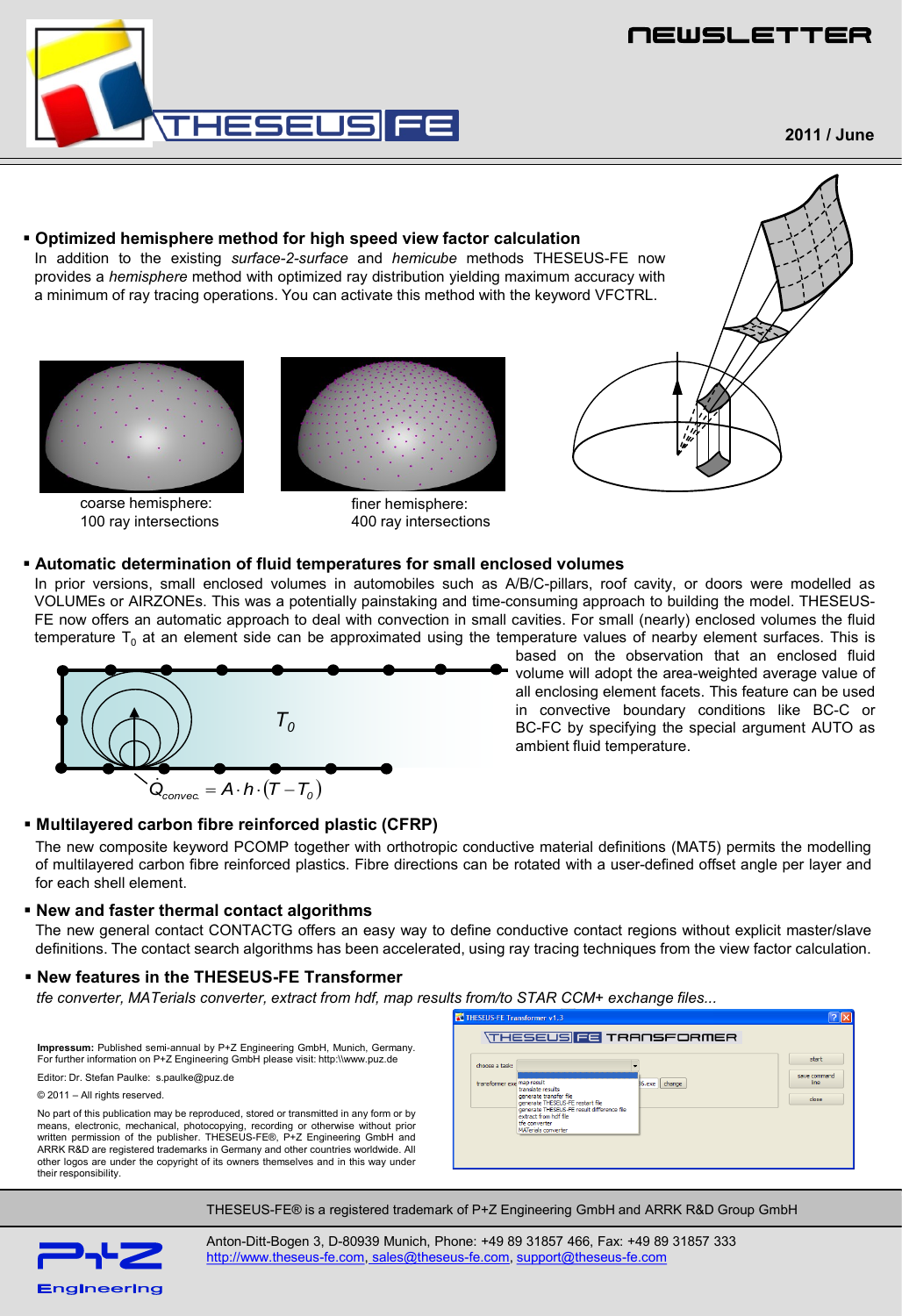# NEWSLETTER

**2011 / June**

- **Optimized hemisphere method for high speed view factor calculation**

In addition to the existing *surface-2-surface* and *hemicube* methods THESEUS-FE now provides a *hemisphere* method with optimized ray distribution yielding maximum accuracy with a minimum of ray tracing operations. You can activate this method with the keyword VFCTRL.

coarse hemisphere: 100 ray intersections

finer hemisphere: 400 ray intersections

- **Automatic determination of fluid temperatures for small enclosed volumes**

In prior versions, small enclosed volumes in automobiles such as A/B/C-pillars, roof cavity, or doors were modelled as VOLUMEs or AIRZONEs. This was a potentially painstaking and time-consuming approach to building the model. THESEUS-FE now offers an automatic approach to deal with convection in small cavities. For small (nearly) enclosed volumes the fluid temperature $T_0$ at an element side can be approximated using the temperature values of nearby element surfaces. This is based on the observation that an enclosed fluid volume will adopt the area-weighted average value of all enclosing element facets. This feature can be used in convective boundary conditions like BC-C or BC-FC by specifying the special argument AUTO as ambient fluid temperature.

$T_0$

$$\dot{Q}_{convec.} = A \cdot h \cdot (T - T_0)$$

- **Multilayered carbon fibre reinforced plastic (CFRP)**

The new composite keyword PCOMP together with orthotropic conductive material definitions (MAT5) permits the modelling of multilayered carbon fibre reinforced plastics. Fibre directions can be rotated with a user-defined offset angle per layer and for each shell element.

- **New and faster thermal contact algorithms**

The new general contact CONTACTG offers an easy way to define conductive contact regions without explicit master/slave definitions. The contact search algorithms has been accelerated, using ray tracing techniques from the view factor calculation.

- **New features in the THESEUS-FE Transformer**

*tfe converter, MATerials converter, extract from hdf, map results from/to STAR CCM+ exchange files...*

**Impressum:** Published semi-annual by P+Z Engineering GmbH, Munich, Germany. For further information on P+Z Engineering GmbH please visit: http:\\www.puz.de

Editor: Dr. Stefan Paulke: s.paulke@puz.de

© 2011 – All rights reserved.

No part of this publication may be reproduced, stored or transmitted in any form or by means, electronic, mechanical, photocopying, recording or otherwise without prior written permission of the publisher. THESEUS-FE®, P+Z Engineering GmbH and ARRK R&D are registered trademarks in Germany and other countries worldwide. All other logos are under the copyright of its owners themselves and in this way under their responsibility.

THESEUS-FE® is a registered trademark of P+Z Engineering GmbH and ARRK R&D Group GmbH

Anton-Ditt-Bogen 3, D-80939 Munich, Phone: +49 89 31857 466, Fax: +49 89 31857 333

http://www.theseus-fe.com, sales@theseus-fe.com, support@theseus-fe.com